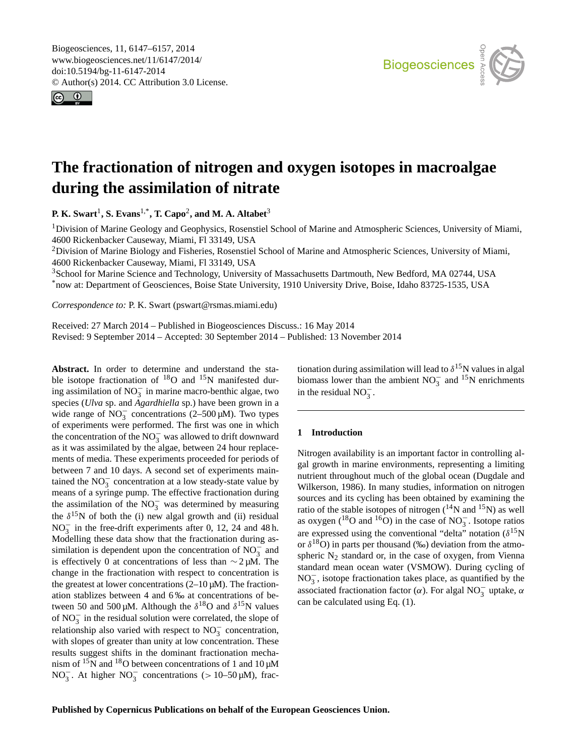# The fractionation of nitrogen and oxygen isotopes in macroalgae during the assimilation of nitrate

**P. K. Swart[1], S. Evans[1,*], T. Capo[2], and M. A. Altabet[3]**

[1]Division of Marine Geology and Geophysics, Rosenstiel School of Marine and Atmospheric Sciences, University of Miami, 4600 Rickenbacker Causeway, Miami, Fl 33149, USA

[2]Division of Marine Biology and Fisheries, Rosenstiel School of Marine and Atmospheric Sciences, University of Miami, 4600 Rickenbacker Causeway, Miami, Fl 33149, USA

[3]School for Marine Science and Technology, University of Massachusetts Dartmouth, New Bedford, MA 02744, USA

[*]now at: Department of Geosciences, Boise State University, 1910 University Drive, Boise, Idaho 83725-1535, USA

*Correspondence to:* P. K. Swart (pswart@rsmas.miami.edu)

Received: 27 March 2014 – Published in Biogeosciences Discuss.: 16 May 2014
Revised: 9 September 2014 – Accepted: 30 September 2014 – Published: 13 November 2014

**Abstract.** In order to determine and understand the stable isotope fractionation of $^{18}O$ and $^{15}N$ manifested during assimilation of $NO_3^-$ in marine macro-benthic algae, two species (*Ulva* sp. and *Agardhiella* sp.) have been grown in a wide range of $NO_3^-$ concentrations (2–500 µM). Two types of experiments were performed. The first was one in which the concentration of the $NO_3^-$ was allowed to drift downward as it was assimilated by the algae, between 24 hour replacements of media. These experiments proceeded for periods of between 7 and 10 days. A second set of experiments maintained the $NO_3^-$ concentration at a low steady-state value by means of a syringe pump. The effective fractionation during the assimilation of the $NO_3^-$ was determined by measuring the $\delta^{15}N$ of both the (i) new algal growth and (ii) residual $NO_3^-$ in the free-drift experiments after 0, 12, 24 and 48 h. Modelling these data show that the fractionation during assimilation is dependent upon the concentration of $NO_3^-$ and is effectively 0 at concentrations of less than $\sim 2$ µM. The change in the fractionation with respect to concentration is the greatest at lower concentrations (2–10 µM). The fractionation stablizes between 4 and 6 ‰ at concentrations of between 50 and 500 µM. Although the $\delta^{18}O$ and $\delta^{15}N$ values of $NO_3^-$ in the residual solution were correlated, the slope of relationship also varied with respect to $NO_3^-$ concentration, with slopes of greater than unity at low concentration. These results suggest shifts in the dominant fractionation mechanism of $^{15}N$ and $^{18}O$ between concentrations of 1 and 10 µM $NO_3^-$. At higher $NO_3^-$ concentrations (> 10–50 µM), fractionation during assimilation will lead to $\delta^{15}N$ values in algal biomass lower than the ambient $NO_3^-$ and $^{15}N$ enrichments in the residual $NO_3^-$.

## 1 Introduction

Nitrogen availability is an important factor in controlling algal growth in marine environments, representing a limiting nutrient throughout much of the global ocean (Dugdale and Wilkerson, 1986). In many studies, information on nitrogen sources and its cycling has been obtained by examining the ratio of the stable isotopes of nitrogen ($^{14}N$ and $^{15}N$) as well as oxygen ($^{18}O$ and $^{16}O$) in the case of $NO_3^-$. Isotope ratios are expressed using the conventional "delta" notation ($\delta^{15}N$ or $\delta^{18}O$) in parts per thousand (‰) deviation from the atmospheric $N_2$ standard or, in the case of oxygen, from Vienna standard mean ocean water (VSMOW). During cycling of $NO_3^-$, isotope fractionation takes place, as quantified by the associated fractionation factor ($\alpha$). For algal $NO_3^-$ uptake, $\alpha$ can be calculated using Eq. (1).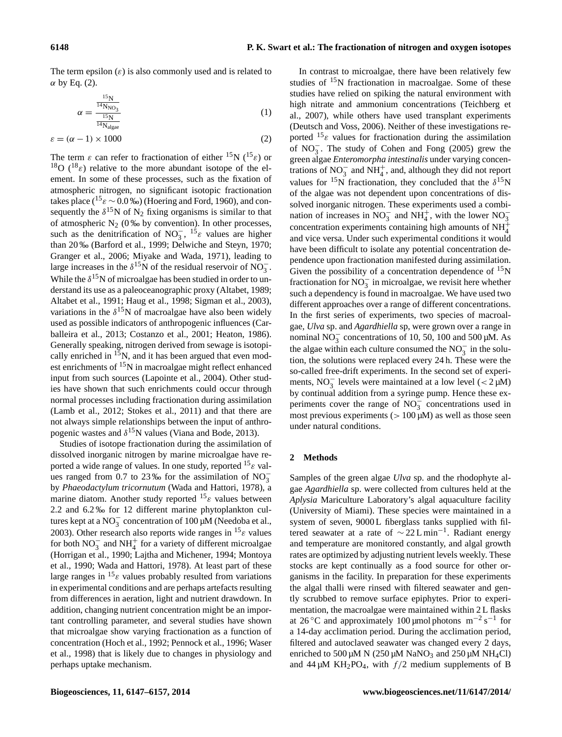The term epsilon ($\varepsilon$) is also commonly used and is related to $\alpha$ by Eq. (2).

$$\alpha = \frac{\frac{^{15}\mathrm{N}}{^{14}\mathrm{N}_{\mathrm{NO_3}}}}{\frac{^{15}\mathrm{N}}{^{14}\mathrm{N}_{\mathrm{algae}}}} \tag{1}$$

$$\varepsilon = (\alpha - 1) \times 1000 \tag{2}$$

The term $\varepsilon$ can refer to fractionation of either $^{15}$N ($^{15}\varepsilon$) or $^{18}$O ($^{18}\varepsilon$) relative to the more abundant isotope of the element. In some of these processes, such as the fixation of atmospheric nitrogen, no significant isotopic fractionation takes place ($^{15}\varepsilon \sim 0.0$ ‰) (Hoering and Ford, 1960), and consequently the $\delta^{15}$N of $N_2$ fixing organisms is similar to that of atmospheric $N_2$ (0 ‰ by convention). In other processes, such as the denitrification of $NO_3^-$, $^{15}\varepsilon$ values are higher than 20 ‰ (Barford et al., 1999; Delwiche and Steyn, 1970; Granger et al., 2006; Miyake and Wada, 1971), leading to large increases in the $\delta^{15}$N of the residual reservoir of $NO_3^-$. While the $\delta^{15}$N of microalgae has been studied in order to understand its use as a paleoceanographic proxy (Altabet, 1989; Altabet et al., 1991; Haug et al., 1998; Sigman et al., 2003), variations in the $\delta^{15}$N of macroalgae have also been widely used as possible indicators of anthropogenic influences (Carballeira et al., 2013; Costanzo et al., 2001; Heaton, 1986). Generally speaking, nitrogen derived from sewage is isotopically enriched in $^{15}$N, and it has been argued that even modest enrichments of $^{15}$N in macroalgae might reflect enhanced input from such sources (Lapointe et al., 2004). Other studies have shown that such enrichments could occur through normal processes including fractionation during assimilation (Lamb et al., 2012; Stokes et al., 2011) and that there are not always simple relationships between the input of anthropogenic wastes and $\delta^{15}$N values (Viana and Bode, 2013).

Studies of isotope fractionation during the assimilation of dissolved inorganic nitrogen by marine microalgae have reported a wide range of values. In one study, reported $^{15}\varepsilon$ values ranged from 0.7 to 23 ‰ for the assimilation of $NO_3^-$ by *Phaeodactylum tricornutum* (Wada and Hattori, 1978), a marine diatom. Another study reported $^{15}\varepsilon$ values between 2.2 and 6.2 ‰ for 12 different marine phytoplankton cultures kept at a $NO_3^-$ concentration of 100 µM (Needoba et al., 2003). Other research also reports wide ranges in $^{15}\varepsilon$ values for both $NO_3^-$ and $NH_4^+$ for a variety of different microalgae (Horrigan et al., 1990; Lajtha and Michener, 1994; Montoya et al., 1990; Wada and Hattori, 1978). At least part of these large ranges in $^{15}\varepsilon$ values probably resulted from variations in experimental conditions and are perhaps artefacts resulting from differences in aeration, light and nutrient drawdown. In addition, changing nutrient concentration might be an important controlling parameter, and several studies have shown that microalgae show varying fractionation as a function of concentration (Hoch et al., 1992; Pennock et al., 1996; Waser et al., 1998) that is likely due to changes in physiology and perhaps uptake mechanism.

In contrast to microalgae, there have been relatively few studies of $^{15}$N fractionation in macroalgae. Some of these studies have relied on spiking the natural environment with high nitrate and ammonium concentrations (Teichberg et al., 2007), while others have used transplant experiments (Deutsch and Voss, 2006). Neither of these investigations reported $^{15}\varepsilon$ values for fractionation during the assimilation of $NO_3^-$. The study of Cohen and Fong (2005) grew the green algae *Enteromorpha intestinalis* under varying concentrations of $NO_3^-$ and $NH_4^+$, and, although they did not report values for $^{15}$N fractionation, they concluded that the $\delta^{15}$N of the algae was not dependent upon concentrations of dissolved inorganic nitrogen. These experiments used a combination of increases in $NO_3^-$ and $NH_4^+$, with the lower $NO_3^-$ concentration experiments containing high amounts of $NH_4^+$ and vice versa. Under such experimental conditions it would have been difficult to isolate any potential concentration dependence upon fractionation manifested during assimilation. Given the possibility of a concentration dependence of $^{15}$N fractionation for $NO_3^-$ in microalgae, we revisit here whether such a dependency is found in macroalgae. We have used two different approaches over a range of different concentrations. In the first series of experiments, two species of macroalgae, *Ulva* sp. and *Agardhiella* sp, were grown over a range in nominal $NO_3^-$ concentrations of 10, 50, 100 and 500 µM. As the algae within each culture consumed the $NO_3^-$ in the solution, the solutions were replaced every 24 h. These were the so-called free-drift experiments. In the second set of experiments, $NO_3^-$ levels were maintained at a low level (< 2 µM) by continual addition from a syringe pump. Hence these experiments cover the range of $NO_3^-$ concentrations used in most previous experiments (> 100 µM) as well as those seen under natural conditions.

## 2 Methods

Samples of the green algae *Ulva* sp. and the rhodophyte algae *Agardhiella* sp. were collected from cultures held at the *Aplysia* Mariculture Laboratory's algal aquaculture facility (University of Miami). These species were maintained in a system of seven, 9000 L fiberglass tanks supplied with filtered seawater at a rate of $\sim 22\ \mathrm{L\,min^{-1}}$. Radiant energy and temperature are monitored constantly, and algal growth rates are optimized by adjusting nutrient levels weekly. These stocks are kept continually as a food source for other organisms in the facility. In preparation for these experiments the algal thalli were rinsed with filtered seawater and gently scrubbed to remove surface epiphytes. Prior to experimentation, the macroalgae were maintained within 2 L flasks at 26 °C and approximately 100 µmol photons $\mathrm{m^{-2}\,s^{-1}}$ for a 14-day acclimation period. During the acclimation period, filtered and autoclaved seawater was changed every 2 days, enriched to 500 µM N (250 µM $NaNO_3$ and 250 µM $NH_4Cl$) and 44 µM $KH_2PO_4$, with $f/2$ medium supplements of B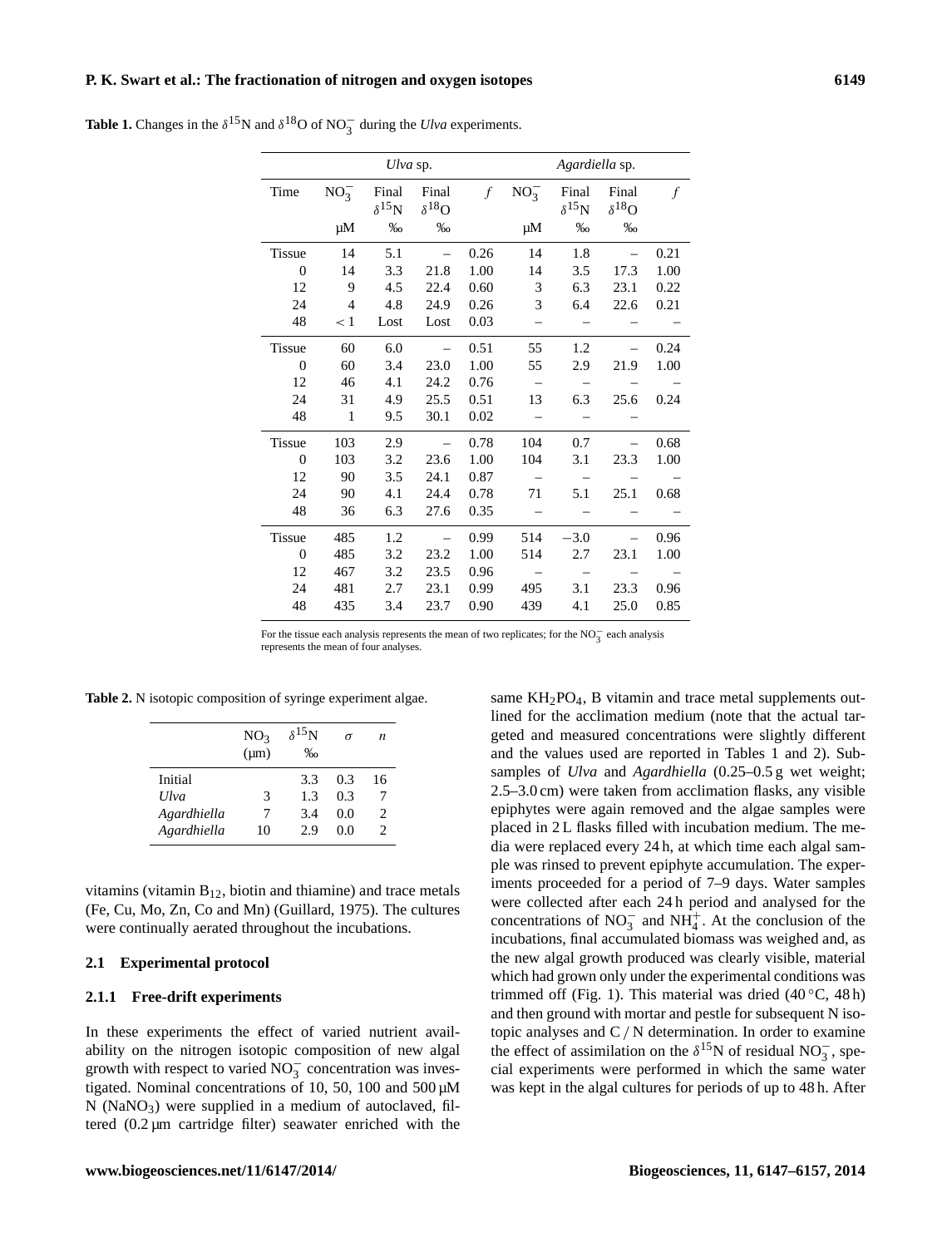**Table 1.** Changes in the $\delta^{15}N$ and $\delta^{18}O$ of $NO_3^-$ during the *Ulva* experiments.

| | *Ulva* sp. | | | | *Agardiella* sp. | | | |
|---|---|---|---|---|---|---|---|---|
| Time | $NO_3^-$ μM | Final $\delta^{15}N$ ‰ | Final $\delta^{18}O$ ‰ | $f$ | $NO_3^-$ μM | Final $\delta^{15}N$ ‰ | Final $\delta^{18}O$ ‰ | $f$ |
| Tissue | 14 | 5.1 | – | 0.26 | 14 | 1.8 | – | 0.21 |
| 0 | 14 | 3.3 | 21.8 | 1.00 | 14 | 3.5 | 17.3 | 1.00 |
| 12 | 9 | 4.5 | 22.4 | 0.60 | 3 | 6.3 | 23.1 | 0.22 |
| 24 | 4 | 4.8 | 24.9 | 0.26 | 3 | 6.4 | 22.6 | 0.21 |
| 48 | < 1 | Lost | Lost | 0.03 | – | – | – | – |
| Tissue | 60 | 6.0 | – | 0.51 | 55 | 1.2 | – | 0.24 |
| 0 | 60 | 3.4 | 23.0 | 1.00 | 55 | 2.9 | 21.9 | 1.00 |
| 12 | 46 | 4.1 | 24.2 | 0.76 | – | – | – | – |
| 24 | 31 | 4.9 | 25.5 | 0.51 | 13 | 6.3 | 25.6 | 0.24 |
| 48 | 1 | 9.5 | 30.1 | 0.02 | – | – | – | |
| Tissue | 103 | 2.9 | – | 0.78 | 104 | 0.7 | – | 0.68 |
| 0 | 103 | 3.2 | 23.6 | 1.00 | 104 | 3.1 | 23.3 | 1.00 |
| 12 | 90 | 3.5 | 24.1 | 0.87 | – | – | – | – |
| 24 | 90 | 4.1 | 24.4 | 0.78 | 71 | 5.1 | 25.1 | 0.68 |
| 48 | 36 | 6.3 | 27.6 | 0.35 | – | – | – | – |
| Tissue | 485 | 1.2 | – | 0.99 | 514 | −3.0 | – | 0.96 |
| 0 | 485 | 3.2 | 23.2 | 1.00 | 514 | 2.7 | 23.1 | 1.00 |
| 12 | 467 | 3.2 | 23.5 | 0.96 | – | – | – | – |
| 24 | 481 | 2.7 | 23.1 | 0.99 | 495 | 3.1 | 23.3 | 0.96 |
| 48 | 435 | 3.4 | 23.7 | 0.90 | 439 | 4.1 | 25.0 | 0.85 |

For the tissue each analysis represents the mean of two replicates; for the $NO_3^-$ each analysis represents the mean of four analyses.

**Table 2.** N isotopic composition of syringe experiment algae.

| | $NO_3$ (μm) | $\delta^{15}N$ ‰ | $\sigma$ | $n$ |
|---|---|---|---|---|
| Initial | | 3.3 | 0.3 | 16 |
| *Ulva* | 3 | 1.3 | 0.3 | 7 |
| *Agardhiella* | 7 | 3.4 | 0.0 | 2 |
| *Agardhiella* | 10 | 2.9 | 0.0 | 2 |

vitamins (vitamin $B_{12}$, biotin and thiamine) and trace metals (Fe, Cu, Mo, Zn, Co and Mn) (Guillard, 1975). The cultures were continually aerated throughout the incubations.

### 2.1 Experimental protocol

#### 2.1.1 Free-drift experiments

In these experiments the effect of varied nutrient availability on the nitrogen isotopic composition of new algal growth with respect to varied $NO_3^-$ concentration was investigated. Nominal concentrations of 10, 50, 100 and 500 μM N ($NaNO_3$) were supplied in a medium of autoclaved, filtered (0.2 μm cartridge filter) seawater enriched with the same $KH_2PO_4$, B vitamin and trace metal supplements outlined for the acclimation medium (note that the actual targeted and measured concentrations were slightly different and the values used are reported in Tables 1 and 2). Subsamples of *Ulva* and *Agardhiella* (0.25–0.5 g wet weight; 2.5–3.0 cm) were taken from acclimation flasks, any visible epiphytes were again removed and the algae samples were placed in 2 L flasks filled with incubation medium. The media were replaced every 24 h, at which time each algal sample was rinsed to prevent epiphyte accumulation. The experiments proceeded for a period of 7–9 days. Water samples were collected after each 24 h period and analysed for the concentrations of $NO_3^-$ and $NH_4^+$. At the conclusion of the incubations, final accumulated biomass was weighed and, as the new algal growth produced was clearly visible, material which had grown only under the experimental conditions was trimmed off (Fig. 1). This material was dried (40 °C, 48 h) and then ground with mortar and pestle for subsequent N isotopic analyses and C / N determination. In order to examine the effect of assimilation on the $\delta^{15}N$ of residual $NO_3^-$, special experiments were performed in which the same water was kept in the algal cultures for periods of up to 48 h. After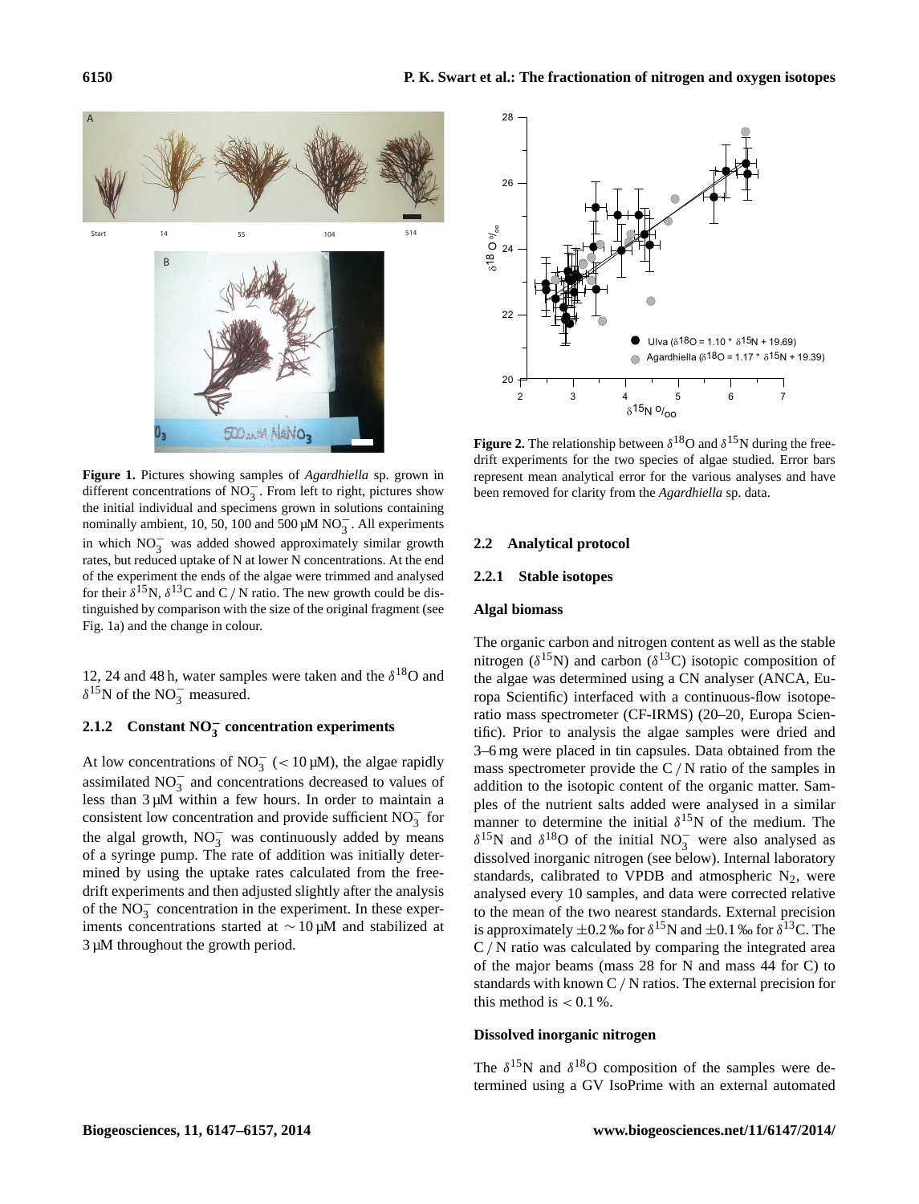**Figure 1.** Pictures showing samples of *Agardhiella* sp. grown in different concentrations of $NO_3^-$. From left to right, pictures show the initial individual and specimens grown in solutions containing nominally ambient, 10, 50, 100 and 500 µM $NO_3^-$. All experiments in which $NO_3^-$ was added showed approximately similar growth rates, but reduced uptake of N at lower N concentrations. At the end of the experiment the ends of the algae were trimmed and analysed for their $\delta^{15}$N, $\delta^{13}$C and C / N ratio. The new growth could be distinguished by comparison with the size of the original fragment (see Fig. 1a) and the change in colour.

12, 24 and 48 h, water samples were taken and the $\delta^{18}$O and $\delta^{15}$N of the $NO_3^-$ measured.

### 2.1.2 Constant $NO_3^-$ concentration experiments

At low concentrations of $NO_3^-$ ($< 10$ µM), the algae rapidly assimilated $NO_3^-$ and concentrations decreased to values of less than 3 µM within a few hours. In order to maintain a consistent low concentration and provide sufficient $NO_3^-$ for the algal growth, $NO_3^-$ was continuously added by means of a syringe pump. The rate of addition was initially determined by using the uptake rates calculated from the free-drift experiments and then adjusted slightly after the analysis of the $NO_3^-$ concentration in the experiment. In these experiments concentrations started at $\sim 10$ µM and stabilized at 3 µM throughout the growth period.

**Figure 2.** The relationship between $\delta^{18}$O and $\delta^{15}$N during the free-drift experiments for the two species of algae studied. Error bars represent mean analytical error for the various analyses and have been removed for clarity from the *Agardhiella* sp. data.

## 2.2 Analytical protocol

### 2.2.1 Stable isotopes

#### Algal biomass

The organic carbon and nitrogen content as well as the stable nitrogen ($\delta^{15}$N) and carbon ($\delta^{13}$C) isotopic composition of the algae was determined using a CN analyser (ANCA, Europa Scientific) interfaced with a continuous-flow isotope-ratio mass spectrometer (CF-IRMS) (20–20, Europa Scientific). Prior to analysis the algae samples were dried and 3–6 mg were placed in tin capsules. Data obtained from the mass spectrometer provide the C / N ratio of the samples in addition to the isotopic content of the organic matter. Samples of the nutrient salts added were analysed in a similar manner to determine the initial $\delta^{15}$N of the medium. The $\delta^{15}$N and $\delta^{18}$O of the initial $NO_3^-$ were also analysed as dissolved inorganic nitrogen (see below). Internal laboratory standards, calibrated to VPDB and atmospheric $N_2$, were analysed every 10 samples, and data were corrected relative to the mean of the two nearest standards. External precision is approximately ±0.2 ‰ for $\delta^{15}$N and ±0.1 ‰ for $\delta^{13}$C. The C / N ratio was calculated by comparing the integrated area of the major beams (mass 28 for N and mass 44 for C) to standards with known C / N ratios. The external precision for this method is $< 0.1$ %.

#### Dissolved inorganic nitrogen

The $\delta^{15}$N and $\delta^{18}$O composition of the samples were determined using a GV IsoPrime with an external automated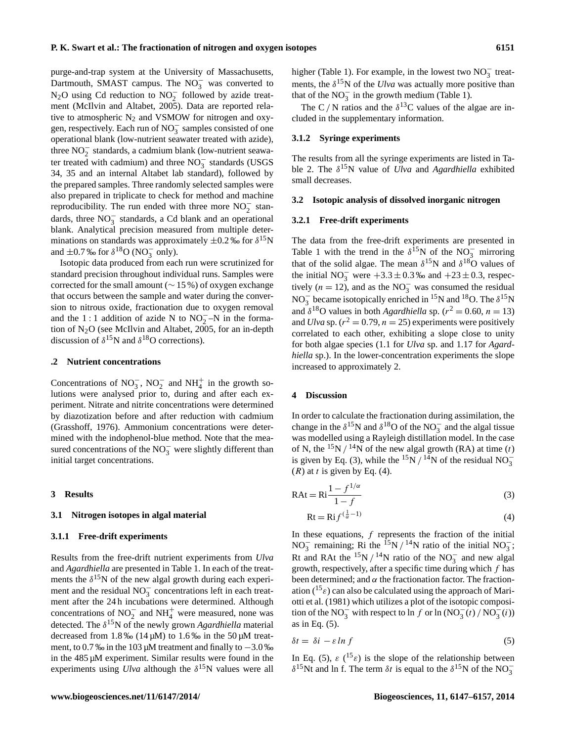purge-and-trap system at the University of Massachusetts, Dartmouth, SMAST campus. The $NO_3^-$ was converted to $N_2O$ using Cd reduction to $NO_2^-$ followed by azide treatment (McIlvin and Altabet, 2005). Data are reported relative to atmospheric $N_2$ and VSMOW for nitrogen and oxygen, respectively. Each run of $NO_3^-$ samples consisted of one operational blank (low-nutrient seawater treated with azide), three $NO_2^-$ standards, a cadmium blank (low-nutrient seawater treated with cadmium) and three $NO_3^-$ standards (USGS 34, 35 and an internal Altabet lab standard), followed by the prepared samples. Three randomly selected samples were also prepared in triplicate to check for method and machine reproducibility. The run ended with three more $NO_2^-$ standards, three $NO_3^-$ standards, a Cd blank and an operational blank. Analytical precision measured from multiple determinations on standards was approximately ±0.2 ‰ for $\delta^{15}N$ and ±0.7 ‰ for $\delta^{18}O$ ($NO_3^-$ only).

Isotopic data produced from each run were scrutinized for standard precision throughout individual runs. Samples were corrected for the small amount (∼ 15 %) of oxygen exchange that occurs between the sample and water during the conversion to nitrous oxide, fractionation due to oxygen removal and the 1 : 1 addition of azide N to $NO_2^-$–N in the formation of $N_2O$ (see McIlvin and Altabet, 2005, for an in-depth discussion of $\delta^{15}N$ and $\delta^{18}O$ corrections).

### .2 Nutrient concentrations

Concentrations of $NO_3^-$, $NO_2^-$ and $NH_4^+$ in the growth solutions were analysed prior to, during and after each experiment. Nitrate and nitrite concentrations were determined by diazotization before and after reduction with cadmium (Grasshoff, 1976). Ammonium concentrations were determined with the indophenol-blue method. Note that the measured concentrations of the $NO_3^-$ were slightly different than initial target concentrations.

## 3 Results

### 3.1 Nitrogen isotopes in algal material

#### 3.1.1 Free-drift experiments

Results from the free-drift nutrient experiments from *Ulva* and *Agardhiella* are presented in Table 1. In each of the treatments the $\delta^{15}N$ of the new algal growth during each experiment and the residual $NO_3^-$ concentrations left in each treatment after the 24 h incubations were determined. Although concentrations of $NO_2^-$ and $NH_4^+$ were measured, none was detected. The $\delta^{15}N$ of the newly grown *Agardhiella* material decreased from 1.8 ‰ (14 µM) to 1.6 ‰ in the 50 µM treatment, to 0.7 ‰ in the 103 µM treatment and finally to −3.0 ‰ in the 485 µM experiment. Similar results were found in the experiments using *Ulva* although the $\delta^{15}N$ values were all higher (Table 1). For example, in the lowest two $NO_3^-$ treatments, the $\delta^{15}N$ of the *Ulva* was actually more positive than that of the $NO_3^-$ in the growth medium (Table 1).

The C / N ratios and the $\delta^{13}C$ values of the algae are included in the supplementary information.

#### 3.1.2 Syringe experiments

The results from all the syringe experiments are listed in Table 2. The $\delta^{15}N$ value of *Ulva* and *Agardhiella* exhibited small decreases.

### 3.2 Isotopic analysis of dissolved inorganic nitrogen

#### 3.2.1 Free-drift experiments

The data from the free-drift experiments are presented in Table 1 with the trend in the $\delta^{15}N$ of the $NO_3^-$ mirroring that of the solid algae. The mean $\delta^{15}N$ and $\delta^{18}O$ values of the initial $NO_3^-$ were +3.3 ± 0.3 ‰ and +23 ± 0.3, respectively ($n = 12$), and as the $NO_3^-$ was consumed the residual $NO_3^-$ became isotopically enriched in $^{15}N$ and $^{18}O$. The $\delta^{15}N$ and $\delta^{18}O$ values in both *Agardhiella* sp. ($r^2 = 0.60$, $n = 13$) and *Ulva* sp. ($r^2 = 0.79$, $n = 25$) experiments were positively correlated to each other, exhibiting a slope close to unity for both algae species (1.1 for *Ulva* sp. and 1.17 for *Agardhiella* sp.). In the lower-concentration experiments the slope increased to approximately 2.

## 4 Discussion

In order to calculate the fractionation during assimilation, the change in the $\delta^{15}N$ and $\delta^{18}O$ of the $NO_3^-$ and the algal tissue was modelled using a Rayleigh distillation model. In the case of N, the $^{15}N$ / $^{14}N$ of the new algal growth (RA) at time ($t$) is given by Eq. (3), while the $^{15}N$ / $^{14}N$ of the residual $NO_3^-$ ($R$) at $t$ is given by Eq. (4).

$$\mathrm{RAt} = \mathrm{Ri}\frac{1-f^{1/\alpha}}{1-f} \tag{3}$$

$$\mathrm{Rt} = \mathrm{Ri}\, f^{(\frac{1}{\alpha}-1)} \tag{4}$$

In these equations, $f$ represents the fraction of the initial $NO_3^-$ remaining; Ri the $^{15}N$ / $^{14}N$ ratio of the initial $NO_3^-$; Rt and RAt the $^{15}N$ / $^{14}N$ ratio of the $NO_3^-$ and new algal growth, respectively, after a specific time during which $f$ has been determined; and $\alpha$ the fractionation factor. The fractionation ($^{15}\varepsilon$) can also be calculated using the approach of Mariotti et al. (1981) which utilizes a plot of the isotopic composition of the $NO_3^-$ with respect to ln $f$ or $\ln(NO_3^-(t) / NO_3^-(i))$ as in Eq. (5).

$$\delta t = \delta i - \varepsilon \ln f \tag{5}$$

In Eq. (5), $\varepsilon$ ($^{15}\varepsilon$) is the slope of the relationship between $\delta^{15}$Nt and ln f. The term $\delta t$ is equal to the $\delta^{15}N$ of the $NO_3^-$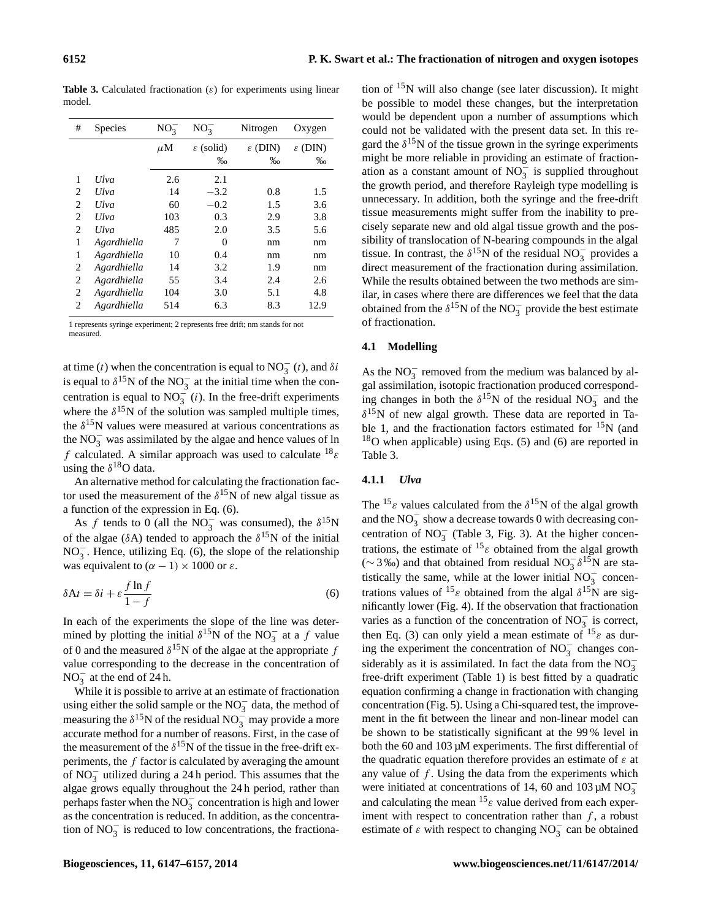**Table 3.** Calculated fractionation ($\varepsilon$) for experiments using linear model.

| # | Species | $NO_3^-$ | $NO_3^-$ | Nitrogen | Oxygen |
|---|---|---|---|---|---|
| | | $\mu$M | $\varepsilon$ (solid) ‰ | $\varepsilon$ (DIN) ‰ | $\varepsilon$ (DIN) ‰ |
| 1 | *Ulva* | 2.6 | 2.1 | | |
| 2 | *Ulva* | 14 | −3.2 | 0.8 | 1.5 |
| 2 | *Ulva* | 60 | −0.2 | 1.5 | 3.6 |
| 2 | *Ulva* | 103 | 0.3 | 2.9 | 3.8 |
| 2 | *Ulva* | 485 | 2.0 | 3.5 | 5.6 |
| 1 | *Agardhiella* | 7 | 0 | nm | nm |
| 1 | *Agardhiella* | 10 | 0.4 | nm | nm |
| 2 | *Agardhiella* | 14 | 3.2 | 1.9 | nm |
| 2 | *Agardhiella* | 55 | 3.4 | 2.4 | 2.6 |
| 2 | *Agardhiella* | 104 | 3.0 | 5.1 | 4.8 |
| 2 | *Agardhiella* | 514 | 6.3 | 8.3 | 12.9 |

1 represents syringe experiment; 2 represents free drift; nm stands for not measured.

at time ($t$) when the concentration is equal to $NO_3^-$ ($t$), and $\delta i$ is equal to $\delta^{15}$N of the $NO_3^-$ at the initial time when the concentration is equal to $NO_3^-$ ($i$). In the free-drift experiments where the $\delta^{15}$N of the solution was sampled multiple times, the $\delta^{15}$N values were measured at various concentrations as the $NO_3^-$ was assimilated by the algae and hence values of ln $f$ calculated. A similar approach was used to calculate $^{18}\varepsilon$ using the $\delta^{18}$O data.

An alternative method for calculating the fractionation factor used the measurement of the $\delta^{15}$N of new algal tissue as a function of the expression in Eq. (6).

As $f$ tends to 0 (all the $NO_3^-$ was consumed), the $\delta^{15}$N of the algae ($\delta$A) tended to approach the $\delta^{15}$N of the initial $NO_3^-$. Hence, utilizing Eq. (6), the slope of the relationship was equivalent to $(\alpha - 1) \times 1000$ or $\varepsilon$.

$$\delta \mathrm{A}t = \delta i + \varepsilon \frac{f \ln f}{1 - f} \tag{6}$$

In each of the experiments the slope of the line was determined by plotting the initial $\delta^{15}$N of the $NO_3^-$ at a $f$ value of 0 and the measured $\delta^{15}$N of the algae at the appropriate $f$ value corresponding to the decrease in the concentration of $NO_3^-$ at the end of 24 h.

While it is possible to arrive at an estimate of fractionation using either the solid sample or the $NO_3^-$ data, the method of measuring the $\delta^{15}$N of the residual $NO_3^-$ may provide a more accurate method for a number of reasons. First, in the case of the measurement of the $\delta^{15}$N of the tissue in the free-drift experiments, the $f$ factor is calculated by averaging the amount of $NO_3^-$ utilized during a 24 h period. This assumes that the algae grows equally throughout the 24 h period, rather than perhaps faster when the $NO_3^-$ concentration is high and lower as the concentration is reduced. In addition, as the concentration of $NO_3^-$ is reduced to low concentrations, the fractionation of $^{15}$N will also change (see later discussion). It might be possible to model these changes, but the interpretation would be dependent upon a number of assumptions which could not be validated with the present data set. In this regard the $\delta^{15}$N of the tissue grown in the syringe experiments might be more reliable in providing an estimate of fractionation as a constant amount of $NO_3^-$ is supplied throughout the growth period, and therefore Rayleigh type modelling is unnecessary. In addition, both the syringe and the free-drift tissue measurements might suffer from the inability to precisely separate new and old algal tissue growth and the possibility of translocation of N-bearing compounds in the algal tissue. In contrast, the $\delta^{15}$N of the residual $NO_3^-$ provides a direct measurement of the fractionation during assimilation. While the results obtained between the two methods are similar, in cases where there are differences we feel that the data obtained from the $\delta^{15}$N of the $NO_3^-$ provide the best estimate of fractionation.

### 4.1 Modelling

As the $NO_3^-$ removed from the medium was balanced by algal assimilation, isotopic fractionation produced corresponding changes in both the $\delta^{15}$N of the residual $NO_3^-$ and the $\delta^{15}$N of new algal growth. These data are reported in Table 1, and the fractionation factors estimated for $^{15}$N (and $^{18}$O when applicable) using Eqs. (5) and (6) are reported in Table 3.

#### 4.1.1 *Ulva*

The $^{15}\varepsilon$ values calculated from the $\delta^{15}$N of the algal growth and the $NO_3^-$ show a decrease towards 0 with decreasing concentration of $NO_3^-$ (Table 3, Fig. 3). At the higher concentrations, the estimate of $^{15}\varepsilon$ obtained from the algal growth (∼ 3 ‰) and that obtained from residual $NO_3^-$ $\delta^{15}$N are statistically the same, while at the lower initial $NO_3^-$ concentrations values of $^{15}\varepsilon$ obtained from the algal $\delta^{15}$N are significantly lower (Fig. 4). If the observation that fractionation varies as a function of the concentration of $NO_3^-$ is correct, then Eq. (3) can only yield a mean estimate of $^{15}\varepsilon$ as during the experiment the concentration of $NO_3^-$ changes considerably as it is assimilated. In fact the data from the $NO_3^-$ free-drift experiment (Table 1) is best fitted by a quadratic equation confirming a change in fractionation with changing concentration (Fig. 5). Using a Chi-squared test, the improvement in the fit between the linear and non-linear model can be shown to be statistically significant at the 99 % level in both the 60 and 103 µM experiments. The first differential of the quadratic equation therefore provides an estimate of $\varepsilon$ at any value of $f$. Using the data from the experiments which were initiated at concentrations of 14, 60 and 103 µM $NO_3^-$ and calculating the mean $^{15}\varepsilon$ value derived from each experiment with respect to concentration rather than $f$, a robust estimate of $\varepsilon$ with respect to changing $NO_3^-$ can be obtained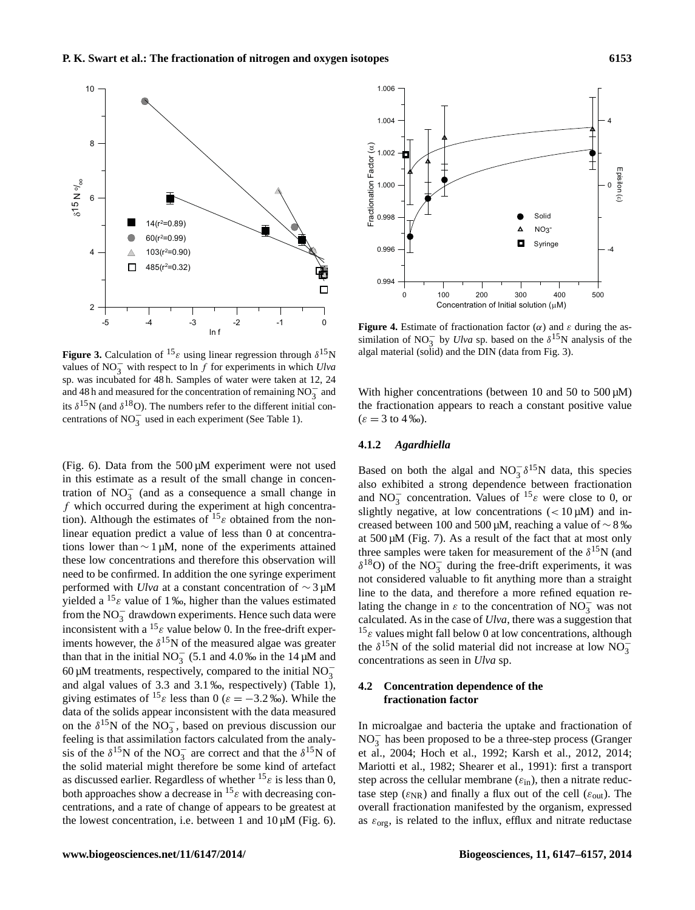**Figure 3.** Calculation of $^{15}\varepsilon$ using linear regression through $\delta^{15}$N values of $NO_3^-$ with respect to ln $f$ for experiments in which *Ulva* sp. was incubated for 48 h. Samples of water were taken at 12, 24 and 48 h and measured for the concentration of remaining $NO_3^-$ and its $\delta^{15}$N (and $\delta^{18}$O). The numbers refer to the different initial concentrations of $NO_3^-$ used in each experiment (See Table 1).

**Figure 4.** Estimate of fractionation factor ($\alpha$) and $\varepsilon$ during the assimilation of $NO_3^-$ by *Ulva* sp. based on the $\delta^{15}$N analysis of the algal material (solid) and the DIN (data from Fig. 3).

(Fig. 6). Data from the 500 µM experiment were not used in this estimate as a result of the small change in concentration of $NO_3^-$ (and as a consequence a small change in $f$ which occurred during the experiment at high concentration). Although the estimates of $^{15}\varepsilon$ obtained from the non-linear equation predict a value of less than 0 at concentrations lower than $\sim 1$ µM, none of the experiments attained these low concentrations and therefore this observation will need to be confirmed. In addition the one syringe experiment performed with *Ulva* at a constant concentration of $\sim 3$ µM yielded a $^{15}\varepsilon$ value of 1 ‰, higher than the values estimated from the $NO_3^-$ drawdown experiments. Hence such data were inconsistent with a $^{15}\varepsilon$ value below 0. In the free-drift experiments however, the $\delta^{15}$N of the measured algae was greater than that in the initial $NO_3^-$ (5.1 and 4.0 ‰ in the 14 µM and 60 µM treatments, respectively, compared to the initial $NO_3^-$ and algal values of 3.3 and 3.1 ‰, respectively) (Table 1), giving estimates of $^{15}\varepsilon$ less than 0 ($\varepsilon = -3.2$ ‰). While the data of the solids appear inconsistent with the data measured on the $\delta^{15}$N of the $NO_3^-$, based on previous discussion our feeling is that assimilation factors calculated from the analysis of the $\delta^{15}$N of the $NO_3^-$ are correct and that the $\delta^{15}$N of the solid material might therefore be some kind of artefact as discussed earlier. Regardless of whether $^{15}\varepsilon$ is less than 0, both approaches show a decrease in $^{15}\varepsilon$ with decreasing concentrations, and a rate of change of appears to be greatest at the lowest concentration, i.e. between 1 and 10 µM (Fig. 6). With higher concentrations (between 10 and 50 to 500 µM) the fractionation appears to reach a constant positive value ($\varepsilon = 3$ to 4 ‰).

#### 4.1.2 *Agardhiella*

Based on both the algal and $NO_3^-$ $\delta^{15}$N data, this species also exhibited a strong dependence between fractionation and $NO_3^-$ concentration. Values of $^{15}\varepsilon$ were close to 0, or slightly negative, at low concentrations ($< 10$ µM) and increased between 100 and 500 µM, reaching a value of $\sim 8$ ‰ at 500 µM (Fig. 7). As a result of the fact that at most only three samples were taken for measurement of the $\delta^{15}$N (and $\delta^{18}$O) of the $NO_3^-$ during the free-drift experiments, it was not considered valuable to fit anything more than a straight line to the data, and therefore a more refined equation relating the change in $\varepsilon$ to the concentration of $NO_3^-$ was not calculated. As in the case of *Ulva*, there was a suggestion that $^{15}\varepsilon$ values might fall below 0 at low concentrations, although the $\delta^{15}$N of the solid material did not increase at low $NO_3^-$ concentrations as seen in *Ulva* sp.

### 4.2 Concentration dependence of the fractionation factor

In microalgae and bacteria the uptake and fractionation of $NO_3^-$ has been proposed to be a three-step process (Granger et al., 2004; Hoch et al., 1992; Karsh et al., 2012, 2014; Mariotti et al., 1982; Shearer et al., 1991): first a transport step across the cellular membrane ($\varepsilon_{in}$), then a nitrate reductase step ($\varepsilon_{NR}$) and finally a flux out of the cell ($\varepsilon_{out}$). The overall fractionation manifested by the organism, expressed as $\varepsilon_{org}$, is related to the influx, efflux and nitrate reductase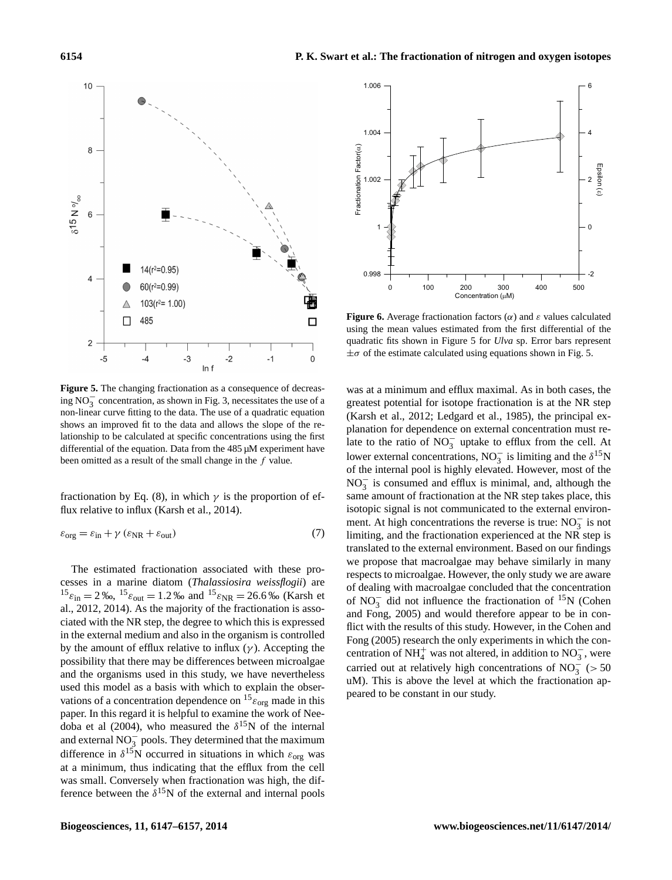**Figure 5.** The changing fractionation as a consequence of decreasing $NO_3^-$ concentration, as shown in Fig. 3, necessitates the use of a non-linear curve fitting to the data. The use of a quadratic equation shows an improved fit to the data and allows the slope of the relationship to be calculated at specific concentrations using the first differential of the equation. Data from the 485 µM experiment have been omitted as a result of the small change in the $f$ value.

**Figure 6.** Average fractionation factors ($\alpha$) and $\varepsilon$ values calculated using the mean values estimated from the first differential of the quadratic fits shown in Figure 5 for *Ulva* sp. Error bars represent $\pm\sigma$ of the estimate calculated using equations shown in Fig. 5.

fractionation by Eq. (8), in which $\gamma$ is the proportion of efflux relative to influx (Karsh et al., 2014).

$$\varepsilon_{\text{org}} = \varepsilon_{\text{in}} + \gamma\,(\varepsilon_{\text{NR}} + \varepsilon_{\text{out}}) \tag{7}$$

The estimated fractionation associated with these processes in a marine diatom (*Thalassiosira weissflogii*) are ${}^{15}\varepsilon_{\text{in}} = 2$ ‰, ${}^{15}\varepsilon_{\text{out}} = 1.2$ ‰ and ${}^{15}\varepsilon_{\text{NR}} = 26.6$ ‰ (Karsh et al., 2012, 2014). As the majority of the fractionation is associated with the NR step, the degree to which this is expressed in the external medium and also in the organism is controlled by the amount of efflux relative to influx ($\gamma$). Accepting the possibility that there may be differences between microalgae and the organisms used in this study, we have nevertheless used this model as a basis with which to explain the observations of a concentration dependence on ${}^{15}\varepsilon_{\text{org}}$ made in this paper. In this regard it is helpful to examine the work of Needoba et al (2004), who measured the $\delta^{15}$N of the internal and external $NO_3^-$ pools. They determined that the maximum difference in $\delta^{15}$N occurred in situations in which $\varepsilon_{\text{org}}$ was at a minimum, thus indicating that the efflux from the cell was small. Conversely when fractionation was high, the difference between the $\delta^{15}$N of the external and internal pools was at a minimum and efflux maximal. As in both cases, the greatest potential for isotope fractionation is at the NR step (Karsh et al., 2012; Ledgard et al., 1985), the principal explanation for dependence on external concentration must relate to the ratio of $NO_3^-$ uptake to efflux from the cell. At lower external concentrations, $NO_3^-$ is limiting and the $\delta^{15}$N of the internal pool is highly elevated. However, most of the $NO_3^-$ is consumed and efflux is minimal, and, although the same amount of fractionation at the NR step takes place, this isotopic signal is not communicated to the external environment. At high concentrations the reverse is true: $NO_3^-$ is not limiting, and the fractionation experienced at the NR step is translated to the external environment. Based on our findings we propose that macroalgae may behave similarly in many respects to microalgae. However, the only study we are aware of dealing with macroalgae concluded that the concentration of $NO_3^-$ did not influence the fractionation of ${}^{15}$N (Cohen and Fong, 2005) and would therefore appear to be in conflict with the results of this study. However, in the Cohen and Fong (2005) research the only experiments in which the concentration of $NH_4^+$ was not altered, in addition to $NO_3^-$, were carried out at relatively high concentrations of $NO_3^-$ ($> 50$ uM). This is above the level at which the fractionation appeared to be constant in our study.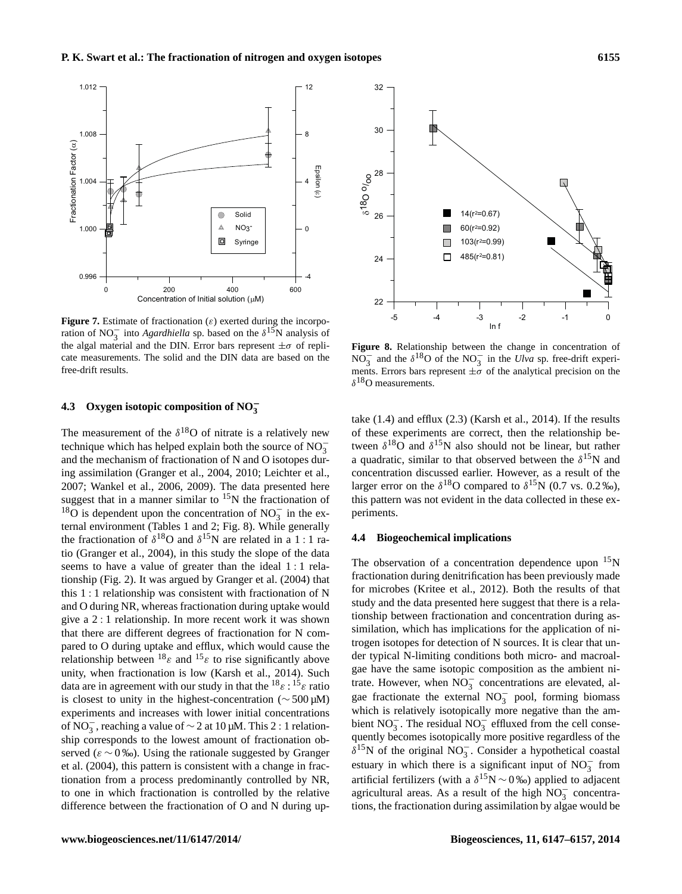**Figure 7.** Estimate of fractionation ($\varepsilon$) exerted during the incorporation of $NO_3^-$ into *Agardhiella* sp. based on the $\delta^{15}N$ analysis of the algal material and the DIN. Error bars represent $\pm\sigma$ of replicate measurements. The solid and the DIN data are based on the free-drift results.

### 4.3 Oxygen isotopic composition of $NO_3^-$

The measurement of the $\delta^{18}O$ of nitrate is a relatively new technique which has helped explain both the source of $NO_3^-$ and the mechanism of fractionation of N and O isotopes during assimilation (Granger et al., 2004, 2010; Leichter et al., 2007; Wankel et al., 2006, 2009). The data presented here suggest that in a manner similar to $^{15}N$ the fractionation of $^{18}O$ is dependent upon the concentration of $NO_3^-$ in the external environment (Tables 1 and 2; Fig. 8). While generally the fractionation of $\delta^{18}O$ and $\delta^{15}N$ are related in a 1 : 1 ratio (Granger et al., 2004), in this study the slope of the data seems to have a value of greater than the ideal 1 : 1 relationship (Fig. 2). It was argued by Granger et al. (2004) that this 1 : 1 relationship was consistent with fractionation of N and O during NR, whereas fractionation during uptake would give a 2 : 1 relationship. In more recent work it was shown that there are different degrees of fractionation for N compared to O during uptake and efflux, which would cause the relationship between $^{18}\varepsilon$ and $^{15}\varepsilon$ to rise significantly above unity, when fractionation is low (Karsh et al., 2014). Such data are in agreement with our study in that the $^{18}\varepsilon : ^{15}\varepsilon$ ratio is closest to unity in the highest-concentration ($\sim 500\,\mu M$) experiments and increases with lower initial concentrations of $NO_3^-$, reaching a value of $\sim 2$ at $10\,\mu M$. This 2 : 1 relationship corresponds to the lowest amount of fractionation observed ($\varepsilon \sim 0$ ‰). Using the rationale suggested by Granger et al. (2004), this pattern is consistent with a change in fractionation from a process predominantly controlled by NR, to one in which fractionation is controlled by the relative difference between the fractionation of O and N during uptake (1.4) and efflux (2.3) (Karsh et al., 2014). If the results of these experiments are correct, then the relationship between $\delta^{18}O$ and $\delta^{15}N$ also should not be linear, but rather a quadratic, similar to that observed between the $\delta^{15}N$ and concentration discussed earlier. However, as a result of the larger error on the $\delta^{18}O$ compared to $\delta^{15}N$ (0.7 vs. 0.2 ‰), this pattern was not evident in the data collected in these experiments.

**Figure 8.** Relationship between the change in concentration of $NO_3^-$ and the $\delta^{18}O$ of the $NO_3^-$ in the *Ulva* sp. free-drift experiments. Errors bars represent $\pm\sigma$ of the analytical precision on the $\delta^{18}O$ measurements.

### 4.4 Biogeochemical implications

The observation of a concentration dependence upon $^{15}N$ fractionation during denitrification has been previously made for microbes (Kritee et al., 2012). Both the results of that study and the data presented here suggest that there is a relationship between fractionation and concentration during assimilation, which has implications for the application of nitrogen isotopes for detection of N sources. It is clear that under typical N-limiting conditions both micro- and macroalgae have the same isotopic composition as the ambient nitrate. However, when $NO_3^-$ concentrations are elevated, algae fractionate the external $NO_3^-$ pool, forming biomass which is relatively isotopically more negative than the ambient $NO_3^-$. The residual $NO_3^-$ effluxed from the cell consequently becomes isotopically more positive regardless of the $\delta^{15}N$ of the original $NO_3^-$. Consider a hypothetical coastal estuary in which there is a significant input of $NO_3^-$ from artificial fertilizers (with a $\delta^{15}N \sim 0$ ‰) applied to adjacent agricultural areas. As a result of the high $NO_3^-$ concentrations, the fractionation during assimilation by algae would be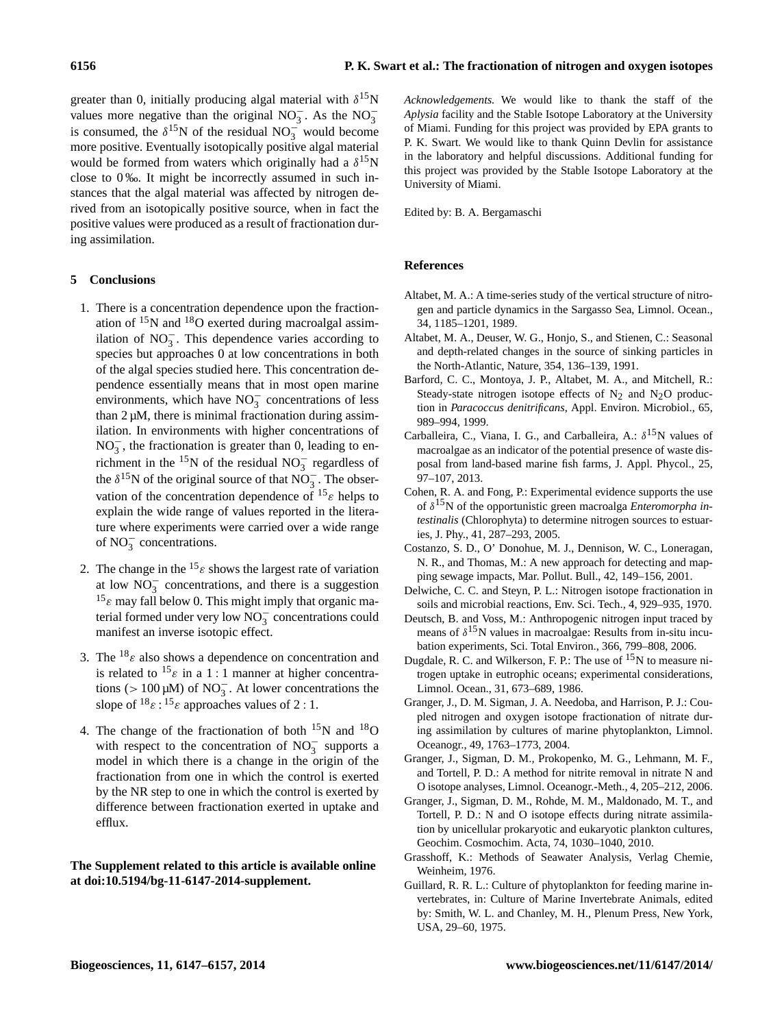greater than 0, initially producing algal material with $\delta^{15}$N values more negative than the original $NO_3^-$. As the $NO_3^-$ is consumed, the $\delta^{15}$N of the residual $NO_3^-$ would become more positive. Eventually isotopically positive algal material would be formed from waters which originally had a $\delta^{15}$N close to 0 ‰. It might be incorrectly assumed in such instances that the algal material was affected by nitrogen derived from an isotopically positive source, when in fact the positive values were produced as a result of fractionation during assimilation.

## 5 Conclusions

1. There is a concentration dependence upon the fractionation of $^{15}$N and $^{18}$O exerted during macroalgal assimilation of $NO_3^-$. This dependence varies according to species but approaches 0 at low concentrations in both of the algal species studied here. This concentration dependence essentially means that in most open marine environments, which have $NO_3^-$ concentrations of less than 2 µM, there is minimal fractionation during assimilation. In environments with higher concentrations of $NO_3^-$, the fractionation is greater than 0, leading to enrichment in the $^{15}$N of the residual $NO_3^-$ regardless of the $\delta^{15}$N of the original source of that $NO_3^-$. The observation of the concentration dependence of $^{15}\varepsilon$ helps to explain the wide range of values reported in the literature where experiments were carried over a wide range of $NO_3^-$ concentrations.

2. The change in the $^{15}\varepsilon$ shows the largest rate of variation at low $NO_3^-$ concentrations, and there is a suggestion $^{15}\varepsilon$ may fall below 0. This might imply that organic material formed under very low $NO_3^-$ concentrations could manifest an inverse isotopic effect.

3. The $^{18}\varepsilon$ also shows a dependence on concentration and is related to $^{15}\varepsilon$ in a 1 : 1 manner at higher concentrations (> 100 µM) of $NO_3^-$. At lower concentrations the slope of $^{18}\varepsilon$ : $^{15}\varepsilon$ approaches values of 2 : 1.

4. The change of the fractionation of both $^{15}$N and $^{18}$O with respect to the concentration of $NO_3^-$ supports a model in which there is a change in the origin of the fractionation from one in which the control is exerted by the NR step to one in which the control is exerted by difference between fractionation exerted in uptake and efflux.

**The Supplement related to this article is available online at doi:10.5194/bg-11-6147-2014-supplement.**

*Acknowledgements.* We would like to thank the staff of the *Aplysia* facility and the Stable Isotope Laboratory at the University of Miami. Funding for this project was provided by EPA grants to P. K. Swart. We would like to thank Quinn Devlin for assistance in the laboratory and helpful discussions. Additional funding for this project was provided by the Stable Isotope Laboratory at the University of Miami.

Edited by: B. A. Bergamaschi

## References

Altabet, M. A.: A time-series study of the vertical structure of nitrogen and particle dynamics in the Sargasso Sea, Limnol. Ocean., 34, 1185–1201, 1989.

Altabet, M. A., Deuser, W. G., Honjo, S., and Stienen, C.: Seasonal and depth-related changes in the source of sinking particles in the North-Atlantic, Nature, 354, 136–139, 1991.

Barford, C. C., Montoya, J. P., Altabet, M. A., and Mitchell, R.: Steady-state nitrogen isotope effects of $N_2$ and $N_2O$ production in *Paracoccus denitrificans*, Appl. Environ. Microbiol., 65, 989–994, 1999.

Carballeira, C., Viana, I. G., and Carballeira, A.: $\delta^{15}$N values of macroalgae as an indicator of the potential presence of waste disposal from land-based marine fish farms, J. Appl. Phycol., 25, 97–107, 2013.

Cohen, R. A. and Fong, P.: Experimental evidence supports the use of $\delta^{15}$N of the opportunistic green macroalga *Enteromorpha intestinalis* (Chlorophyta) to determine nitrogen sources to estuaries, J. Phy., 41, 287–293, 2005.

Costanzo, S. D., O' Donohue, M. J., Dennison, W. C., Loneragan, N. R., and Thomas, M.: A new approach for detecting and mapping sewage impacts, Mar. Pollut. Bull., 42, 149–156, 2001.

Delwiche, C. C. and Steyn, P. L.: Nitrogen isotope fractionation in soils and microbial reactions, Env. Sci. Tech., 4, 929–935, 1970.

Deutsch, B. and Voss, M.: Anthropogenic nitrogen input traced by means of $\delta^{15}$N values in macroalgae: Results from in-situ incubation experiments, Sci. Total Environ., 366, 799–808, 2006.

Dugdale, R. C. and Wilkerson, F. P.: The use of $^{15}$N to measure nitrogen uptake in eutrophic oceans; experimental considerations, Limnol. Ocean., 31, 673–689, 1986.

Granger, J., D. M. Sigman, J. A. Needoba, and Harrison, P. J.: Coupled nitrogen and oxygen isotope fractionation of nitrate during assimilation by cultures of marine phytoplankton, Limnol. Oceanogr., 49, 1763–1773, 2004.

Granger, J., Sigman, D. M., Prokopenko, M. G., Lehmann, M. F., and Tortell, P. D.: A method for nitrite removal in nitrate N and O isotope analyses, Limnol. Oceanogr.-Meth., 4, 205–212, 2006.

Granger, J., Sigman, D. M., Rohde, M. M., Maldonado, M. T., and Tortell, P. D.: N and O isotope effects during nitrate assimilation by unicellular prokaryotic and eukaryotic plankton cultures, Geochim. Cosmochim. Acta, 74, 1030–1040, 2010.

Grasshoff, K.: Methods of Seawater Analysis, Verlag Chemie, Weinheim, 1976.

Guillard, R. R. L.: Culture of phytoplankton for feeding marine invertebrates, in: Culture of Marine Invertebrate Animals, edited by: Smith, W. L. and Chanley, M. H., Plenum Press, New York, USA, 29–60, 1975.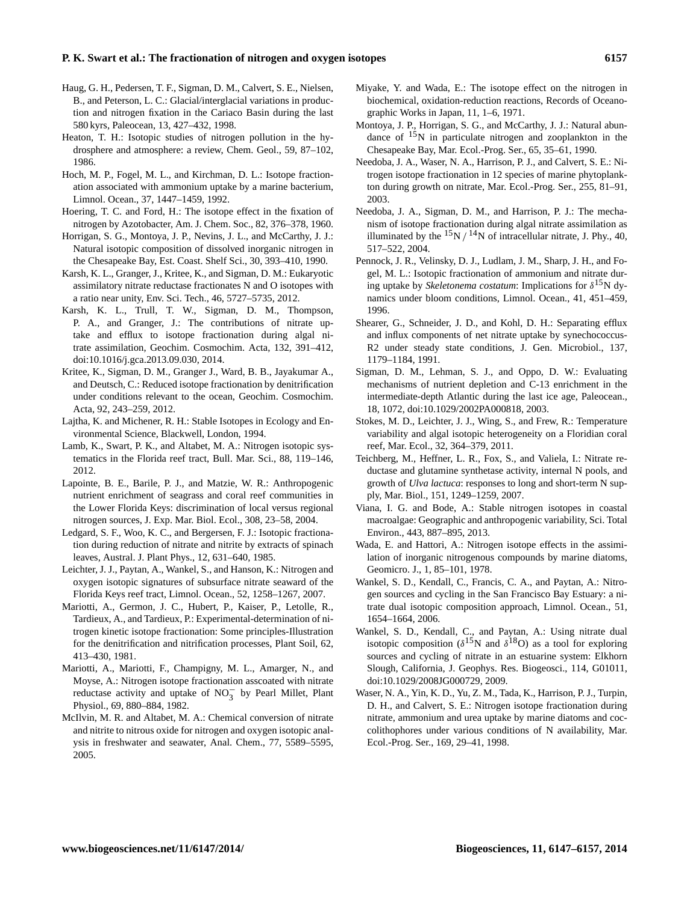Haug, G. H., Pedersen, T. F., Sigman, D. M., Calvert, S. E., Nielsen, B., and Peterson, L. C.: Glacial/interglacial variations in production and nitrogen fixation in the Cariaco Basin during the last 580 kyrs, Paleocean, 13, 427–432, 1998.

Heaton, T. H.: Isotopic studies of nitrogen pollution in the hydrosphere and atmosphere: a review, Chem. Geol., 59, 87–102, 1986.

Hoch, M. P., Fogel, M. L., and Kirchman, D. L.: Isotope fractionation associated with ammonium uptake by a marine bacterium, Limnol. Ocean., 37, 1447–1459, 1992.

Hoering, T. C. and Ford, H.: The isotope effect in the fixation of nitrogen by Azotobacter, Am. J. Chem. Soc., 82, 376–378, 1960.

Horrigan, S. G., Montoya, J. P., Nevins, J. L., and McCarthy, J. J.: Natural isotopic composition of dissolved inorganic nitrogen in the Chesapeake Bay, Est. Coast. Shelf Sci., 30, 393–410, 1990.

Karsh, K. L., Granger, J., Kritee, K., and Sigman, D. M.: Eukaryotic assimilatory nitrate reductase fractionates N and O isotopes with a ratio near unity, Env. Sci. Tech., 46, 5727–5735, 2012.

Karsh, K. L., Trull, T. W., Sigman, D. M., Thompson, P. A., and Granger, J.: The contributions of nitrate uptake and efflux to isotope fractionation during algal nitrate assimilation, Geochim. Cosmochim. Acta, 132, 391–412, doi:10.1016/j.gca.2013.09.030, 2014.

Kritee, K., Sigman, D. M., Granger J., Ward, B. B., Jayakumar A., and Deutsch, C.: Reduced isotope fractionation by denitrification under conditions relevant to the ocean, Geochim. Cosmochim. Acta, 92, 243–259, 2012.

Lajtha, K. and Michener, R. H.: Stable Isotopes in Ecology and Environmental Science, Blackwell, London, 1994.

Lamb, K., Swart, P. K., and Altabet, M. A.: Nitrogen isotopic systematics in the Florida reef tract, Bull. Mar. Sci., 88, 119–146, 2012.

Lapointe, B. E., Barile, P. J., and Matzie, W. R.: Anthropogenic nutrient enrichment of seagrass and coral reef communities in the Lower Florida Keys: discrimination of local versus regional nitrogen sources, J. Exp. Mar. Biol. Ecol., 308, 23–58, 2004.

Ledgard, S. F., Woo, K. C., and Bergersen, F. J.: Isotopic fractionation during reduction of nitrate and nitrite by extracts of spinach leaves, Austral. J. Plant Phys., 12, 631–640, 1985.

Leichter, J. J., Paytan, A., Wankel, S., and Hanson, K.: Nitrogen and oxygen isotopic signatures of subsurface nitrate seaward of the Florida Keys reef tract, Limnol. Ocean., 52, 1258–1267, 2007.

Mariotti, A., Germon, J. C., Hubert, P., Kaiser, P., Letolle, R., Tardieux, A., and Tardieux, P.: Experimental-determination of nitrogen kinetic isotope fractionation: Some principles-Illustration for the denitrification and nitrification processes, Plant Soil, 62, 413–430, 1981.

Mariotti, A., Mariotti, F., Champigny, M. L., Amarger, N., and Moyse, A.: Nitrogen isotope fractionation asscoated with nitrate reductase activity and uptake of $NO_3^-$ by Pearl Millet, Plant Physiol., 69, 880–884, 1982.

McIlvin, M. R. and Altabet, M. A.: Chemical conversion of nitrate and nitrite to nitrous oxide for nitrogen and oxygen isotopic analysis in freshwater and seawater, Anal. Chem., 77, 5589–5595, 2005.

Miyake, Y. and Wada, E.: The isotope effect on the nitrogen in biochemical, oxidation-reduction reactions, Records of Oceanographic Works in Japan, 11, 1–6, 1971.

Montoya, J. P., Horrigan, S. G., and McCarthy, J. J.: Natural abundance of $^{15}N$ in particulate nitrogen and zooplankton in the Chesapeake Bay, Mar. Ecol.-Prog. Ser., 65, 35–61, 1990.

Needoba, J. A., Waser, N. A., Harrison, P. J., and Calvert, S. E.: Nitrogen isotope fractionation in 12 species of marine phytoplankton during growth on nitrate, Mar. Ecol.-Prog. Ser., 255, 81–91, 2003.

Needoba, J. A., Sigman, D. M., and Harrison, P. J.: The mechanism of isotope fractionation during algal nitrate assimilation as illuminated by the $^{15}N / ^{14}N$ of intracellular nitrate, J. Phy., 40, 517–522, 2004.

Pennock, J. R., Velinsky, D. J., Ludlam, J. M., Sharp, J. H., and Fogel, M. L.: Isotopic fractionation of ammonium and nitrate during uptake by *Skeletonema costatum*: Implications for $\delta^{15}N$ dynamics under bloom conditions, Limnol. Ocean., 41, 451–459, 1996.

Shearer, G., Schneider, J. D., and Kohl, D. H.: Separating efflux and influx components of net nitrate uptake by synechococcus-R2 under steady state conditions, J. Gen. Microbiol., 137, 1179–1184, 1991.

Sigman, D. M., Lehman, S. J., and Oppo, D. W.: Evaluating mechanisms of nutrient depletion and C-13 enrichment in the intermediate-depth Atlantic during the last ice age, Paleocean., 18, 1072, doi:10.1029/2002PA000818, 2003.

Stokes, M. D., Leichter, J. J., Wing, S., and Frew, R.: Temperature variability and algal isotopic heterogeneity on a Floridian coral reef, Mar. Ecol., 32, 364–379, 2011.

Teichberg, M., Heffner, L. R., Fox, S., and Valiela, I.: Nitrate reductase and glutamine synthetase activity, internal N pools, and growth of *Ulva lactuca*: responses to long and short-term N supply, Mar. Biol., 151, 1249–1259, 2007.

Viana, I. G. and Bode, A.: Stable nitrogen isotopes in coastal macroalgae: Geographic and anthropogenic variability, Sci. Total Environ., 443, 887–895, 2013.

Wada, E. and Hattori, A.: Nitrogen isotope effects in the assimilation of inorganic nitrogenous compounds by marine diatoms, Geomicro. J., 1, 85–101, 1978.

Wankel, S. D., Kendall, C., Francis, C. A., and Paytan, A.: Nitrogen sources and cycling in the San Francisco Bay Estuary: a nitrate dual isotopic composition approach, Limnol. Ocean., 51, 1654–1664, 2006.

Wankel, S. D., Kendall, C., and Paytan, A.: Using nitrate dual isotopic composition ($\delta^{15}N$ and $\delta^{18}O$) as a tool for exploring sources and cycling of nitrate in an estuarine system: Elkhorn Slough, California, J. Geophys. Res. Biogeosci., 114, G01011, doi:10.1029/2008JG000729, 2009.

Waser, N. A., Yin, K. D., Yu, Z. M., Tada, K., Harrison, P. J., Turpin, D. H., and Calvert, S. E.: Nitrogen isotope fractionation during nitrate, ammonium and urea uptake by marine diatoms and coccolithophores under various conditions of N availability, Mar. Ecol.-Prog. Ser., 169, 29–41, 1998.